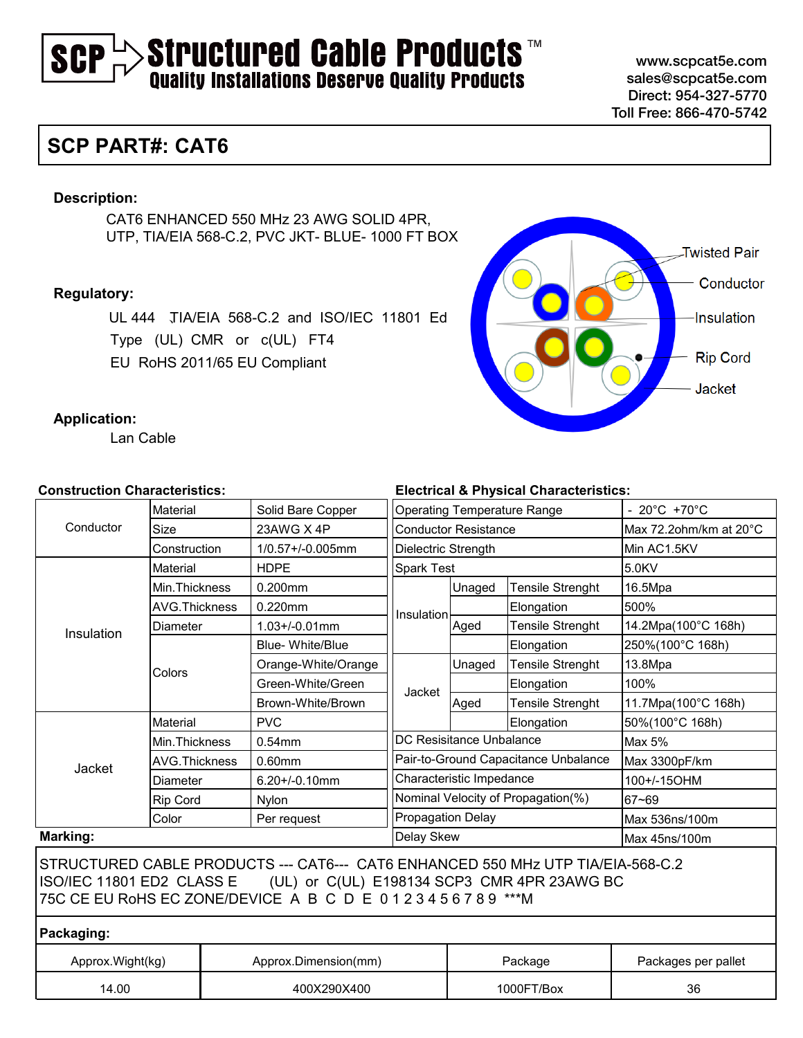SCP Structured Cable Products™
Quality Installations Deserve Quality Products

www.scpcat5e.com
sales@scpcat5e.com
Direct: 954-327-5770
Toll Free: 866-470-5742

## SCP PART#: CAT6

**Description:**

CAT6 ENHANCED 550 MHz 23 AWG SOLID 4PR,
UTP, TIA/EIA 568-C.2, PVC JKT- BLUE- 1000 FT BOX

**Regulatory:**

UL 444 TIA/EIA 568-C.2 and ISO/IEC 11801 Ed
Type (UL) CMR or c(UL) FT4
EU RoHS 2011/65 EU Compliant

**Application:**

Lan Cable

Twisted Pair
Conductor
Insulation
Rip Cord
Jacket

**Construction Characteristics:**

| | | |
|---|---|---|
| Conductor | Material | Solid Bare Copper |
| | Size | 23AWG X 4P |
| | Construction | 1/0.57+/-0.005mm |
| Insulation | Material | HDPE |
| | Min.Thickness | 0.200mm |
| | AVG.Thickness | 0.220mm |
| | Diameter | 1.03+/-0.01mm |
| | Colors | Blue- White/Blue |
| | | Orange-White/Orange |
| | | Green-White/Green |
| | | Brown-White/Brown |
| Jacket | Material | PVC |
| | Min.Thickness | 0.54mm |
| | AVG.Thickness | 0.60mm |
| | Diameter | 6.20+/-0.10mm |
| | Rip Cord | Nylon |
| | Color | Per request |

**Electrical & Physical Characteristics:**

| | | | |
|---|---|---|---|
| Operating Temperature Range | | | - 20°C +70°C |
| Conductor Resistance | | | Max 72.2ohm/km at 20°C |
| Dielectric Strength | | | Min AC1.5KV |
| Spark Test | | | 5.0KV |
| Insulation | Unaged | Tensile Strenght | 16.5Mpa |
| | | Elongation | 500% |
| | Aged | Tensile Strenght | 14.2Mpa(100°C 168h) |
| | | Elongation | 250%(100°C 168h) |
| Jacket | Unaged | Tensile Strenght | 13.8Mpa |
| | | Elongation | 100% |
| | Aged | Tensile Strenght | 11.7Mpa(100°C 168h) |
| | | Elongation | 50%(100°C 168h) |
| DC Resisitance Unbalance | | | Max 5% |
| Pair-to-Ground Capacitance Unbalance | | | Max 3300pF/km |
| Characteristic Impedance | | | 100+/-15OHM |
| Nominal Velocity of Propagation(%) | | | 67~69 |
| Propagation Delay | | | Max 536ns/100m |
| Delay Skew | | | Max 45ns/100m |

**Marking:**

STRUCTURED CABLE PRODUCTS --- CAT6--- CAT6 ENHANCED 550 MHz UTP TIA/EIA-568-C.2
ISO/IEC 11801 ED2 CLASS E (UL) or C(UL) E198134 SCP3 CMR 4PR 23AWG BC
75C CE EU RoHS EC ZONE/DEVICE A B C D E 0 1 2 3 4 5 6 7 8 9 ***M

**Packaging:**

| Approx.Wight(kg) | Approx.Dimension(mm) | Package | Packages per pallet |
|---|---|---|---|
| 14.00 | 400X290X400 | 1000FT/Box | 36 |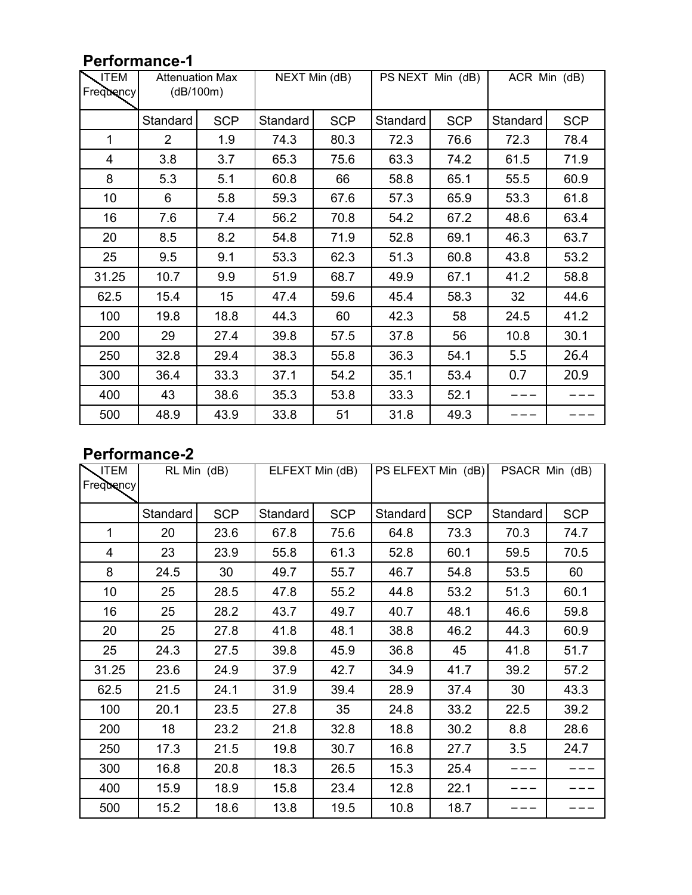## Performance-1

| ITEM / Frequency | Attenuation Max (dB/100m) | | NEXT Min (dB) | | PS NEXT Min (dB) | | ACR Min (dB) | |
|---|---|---|---|---|---|---|---|---|
| | Standard | SCP | Standard | SCP | Standard | SCP | Standard | SCP |
| 1 | 2 | 1.9 | 74.3 | 80.3 | 72.3 | 76.6 | 72.3 | 78.4 |
| 4 | 3.8 | 3.7 | 65.3 | 75.6 | 63.3 | 74.2 | 61.5 | 71.9 |
| 8 | 5.3 | 5.1 | 60.8 | 66 | 58.8 | 65.1 | 55.5 | 60.9 |
| 10 | 6 | 5.8 | 59.3 | 67.6 | 57.3 | 65.9 | 53.3 | 61.8 |
| 16 | 7.6 | 7.4 | 56.2 | 70.8 | 54.2 | 67.2 | 48.6 | 63.4 |
| 20 | 8.5 | 8.2 | 54.8 | 71.9 | 52.8 | 69.1 | 46.3 | 63.7 |
| 25 | 9.5 | 9.1 | 53.3 | 62.3 | 51.3 | 60.8 | 43.8 | 53.2 |
| 31.25 | 10.7 | 9.9 | 51.9 | 68.7 | 49.9 | 67.1 | 41.2 | 58.8 |
| 62.5 | 15.4 | 15 | 47.4 | 59.6 | 45.4 | 58.3 | 32 | 44.6 |
| 100 | 19.8 | 18.8 | 44.3 | 60 | 42.3 | 58 | 24.5 | 41.2 |
| 200 | 29 | 27.4 | 39.8 | 57.5 | 37.8 | 56 | 10.8 | 30.1 |
| 250 | 32.8 | 29.4 | 38.3 | 55.8 | 36.3 | 54.1 | 5.5 | 26.4 |
| 300 | 36.4 | 33.3 | 37.1 | 54.2 | 35.1 | 53.4 | 0.7 | 20.9 |
| 400 | 43 | 38.6 | 35.3 | 53.8 | 33.3 | 52.1 | −−− | −−− |
| 500 | 48.9 | 43.9 | 33.8 | 51 | 31.8 | 49.3 | −−− | −−− |

## Performance-2

| ITEM / Frequency | RL Min (dB) | | ELFEXT Min (dB) | | PS ELFEXT Min (dB) | | PSACR Min (dB) | |
|---|---|---|---|---|---|---|---|---|
| | Standard | SCP | Standard | SCP | Standard | SCP | Standard | SCP |
| 1 | 20 | 23.6 | 67.8 | 75.6 | 64.8 | 73.3 | 70.3 | 74.7 |
| 4 | 23 | 23.9 | 55.8 | 61.3 | 52.8 | 60.1 | 59.5 | 70.5 |
| 8 | 24.5 | 30 | 49.7 | 55.7 | 46.7 | 54.8 | 53.5 | 60 |
| 10 | 25 | 28.5 | 47.8 | 55.2 | 44.8 | 53.2 | 51.3 | 60.1 |
| 16 | 25 | 28.2 | 43.7 | 49.7 | 40.7 | 48.1 | 46.6 | 59.8 |
| 20 | 25 | 27.8 | 41.8 | 48.1 | 38.8 | 46.2 | 44.3 | 60.9 |
| 25 | 24.3 | 27.5 | 39.8 | 45.9 | 36.8 | 45 | 41.8 | 51.7 |
| 31.25 | 23.6 | 24.9 | 37.9 | 42.7 | 34.9 | 41.7 | 39.2 | 57.2 |
| 62.5 | 21.5 | 24.1 | 31.9 | 39.4 | 28.9 | 37.4 | 30 | 43.3 |
| 100 | 20.1 | 23.5 | 27.8 | 35 | 24.8 | 33.2 | 22.5 | 39.2 |
| 200 | 18 | 23.2 | 21.8 | 32.8 | 18.8 | 30.2 | 8.8 | 28.6 |
| 250 | 17.3 | 21.5 | 19.8 | 30.7 | 16.8 | 27.7 | 3.5 | 24.7 |
| 300 | 16.8 | 20.8 | 18.3 | 26.5 | 15.3 | 25.4 | −−− | −−− |
| 400 | 15.9 | 18.9 | 15.8 | 23.4 | 12.8 | 22.1 | −−− | −−− |
| 500 | 15.2 | 18.6 | 13.8 | 19.5 | 10.8 | 18.7 | −−− | −−− |